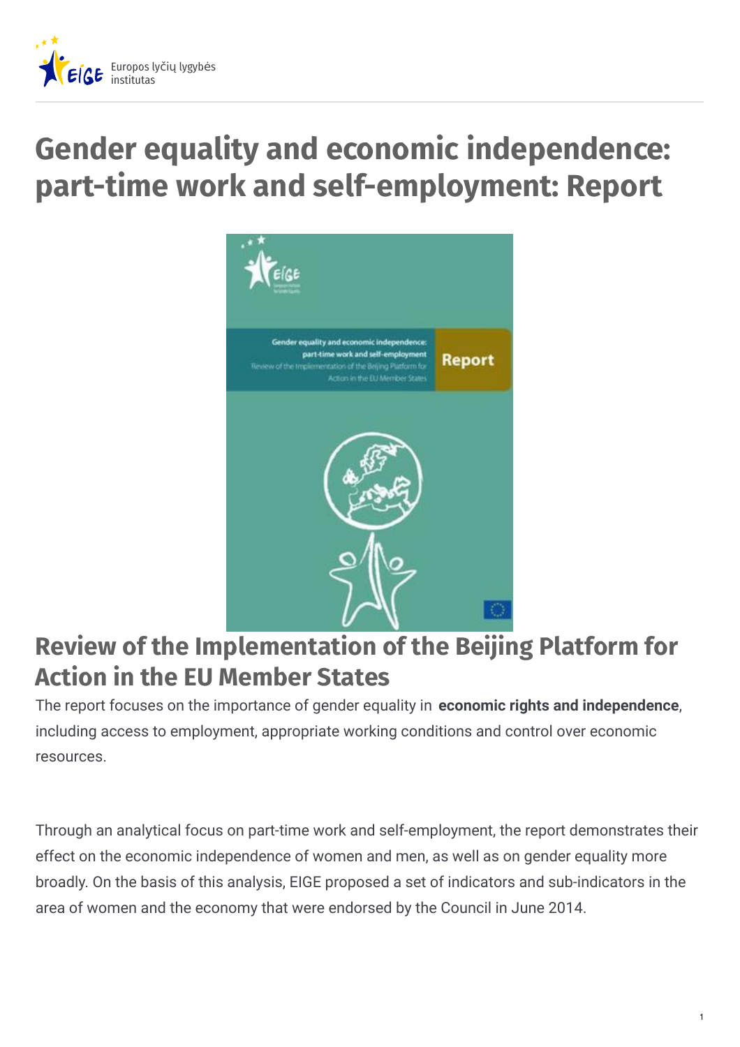Europos lyčių lygybės institutas

# Gender equality and economic independence: part-time work and self-employment: Report

## Review of the Implementation of the Beijing Platform for Action in the EU Member States

The report focuses on the importance of gender equality in **economic rights and independence**, including access to employment, appropriate working conditions and control over economic resources.

Through an analytical focus on part-time work and self-employment, the report demonstrates their effect on the economic independence of women and men, as well as on gender equality more broadly. On the basis of this analysis, EIGE proposed a set of indicators and sub-indicators in the area of women and the economy that were endorsed by the Council in June 2014.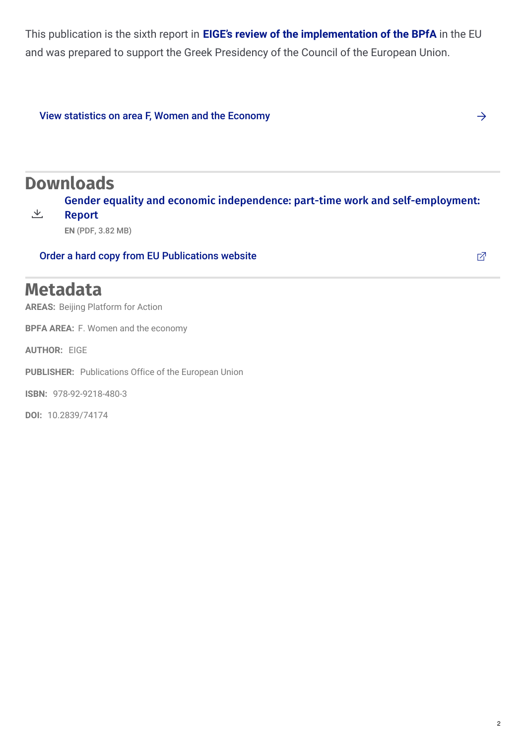This publication is the sixth report in **EIGE's review of the implementation of the BPfA** in the EU and was prepared to support the Greek Presidency of the Council of the European Union.

View statistics on area F, Women and the Economy →

## Downloads

**Gender equality and economic independence: part-time work and self-employment: Report**

**EN** (PDF, 3.82 MB)

Order a hard copy from EU Publications website

## Metadata

**AREAS:** Beijing Platform for Action

**BPFA AREA:** F. Women and the economy

**AUTHOR:** EIGE

**PUBLISHER:** Publications Office of the European Union

**ISBN:** 978-92-9218-480-3

**DOI:** 10.2839/74174